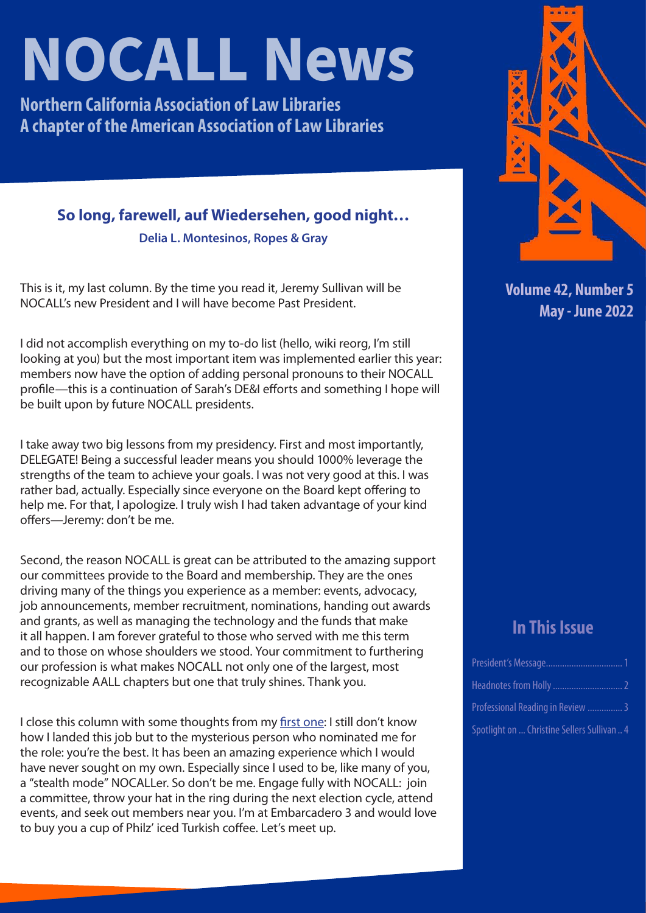# NOCALL News

**Northern California Association of Law Libraries**
**A chapter of the American Association of Law Libraries**

**Volume 42, Number 5**
**May - June 2022**

## So long, farewell, auf Wiedersehen, good night…

**Delia L. Montesinos, Ropes & Gray**

This is it, my last column. By the time you read it, Jeremy Sullivan will be NOCALL's new President and I will have become Past President.

I did not accomplish everything on my to-do list (hello, wiki reorg, I'm still looking at you) but the most important item was implemented earlier this year: members now have the option of adding personal pronouns to their NOCALL profile—this is a continuation of Sarah's DE&I efforts and something I hope will be built upon by future NOCALL presidents.

I take away two big lessons from my presidency. First and most importantly, DELEGATE! Being a successful leader means you should 1000% leverage the strengths of the team to achieve your goals. I was not very good at this. I was rather bad, actually. Especially since everyone on the Board kept offering to help me. For that, I apologize. I truly wish I had taken advantage of your kind offers—Jeremy: don't be me.

Second, the reason NOCALL is great can be attributed to the amazing support our committees provide to the Board and membership. They are the ones driving many of the things you experience as a member: events, advocacy, job announcements, member recruitment, nominations, handing out awards and grants, as well as managing the technology and the funds that make it all happen. I am forever grateful to those who served with me this term and to those on whose shoulders we stood. Your commitment to furthering our profession is what makes NOCALL not only one of the largest, most recognizable AALL chapters but one that truly shines. Thank you.

I close this column with some thoughts from my first one: I still don't know how I landed this job but to the mysterious person who nominated me for the role: you're the best. It has been an amazing experience which I would have never sought on my own. Especially since I used to be, like many of you, a "stealth mode" NOCALLer. So don't be me. Engage fully with NOCALL: join a committee, throw your hat in the ring during the next election cycle, attend events, and seek out members near you. I'm at Embarcadero 3 and would love to buy you a cup of Philz' iced Turkish coffee. Let's meet up.

## In This Issue

- President's Message ................................ 1
- Headnotes from Holly .............................. 2
- Professional Reading in Review ............... 3
- Spotlight on ... Christine Sellers Sullivan .. 4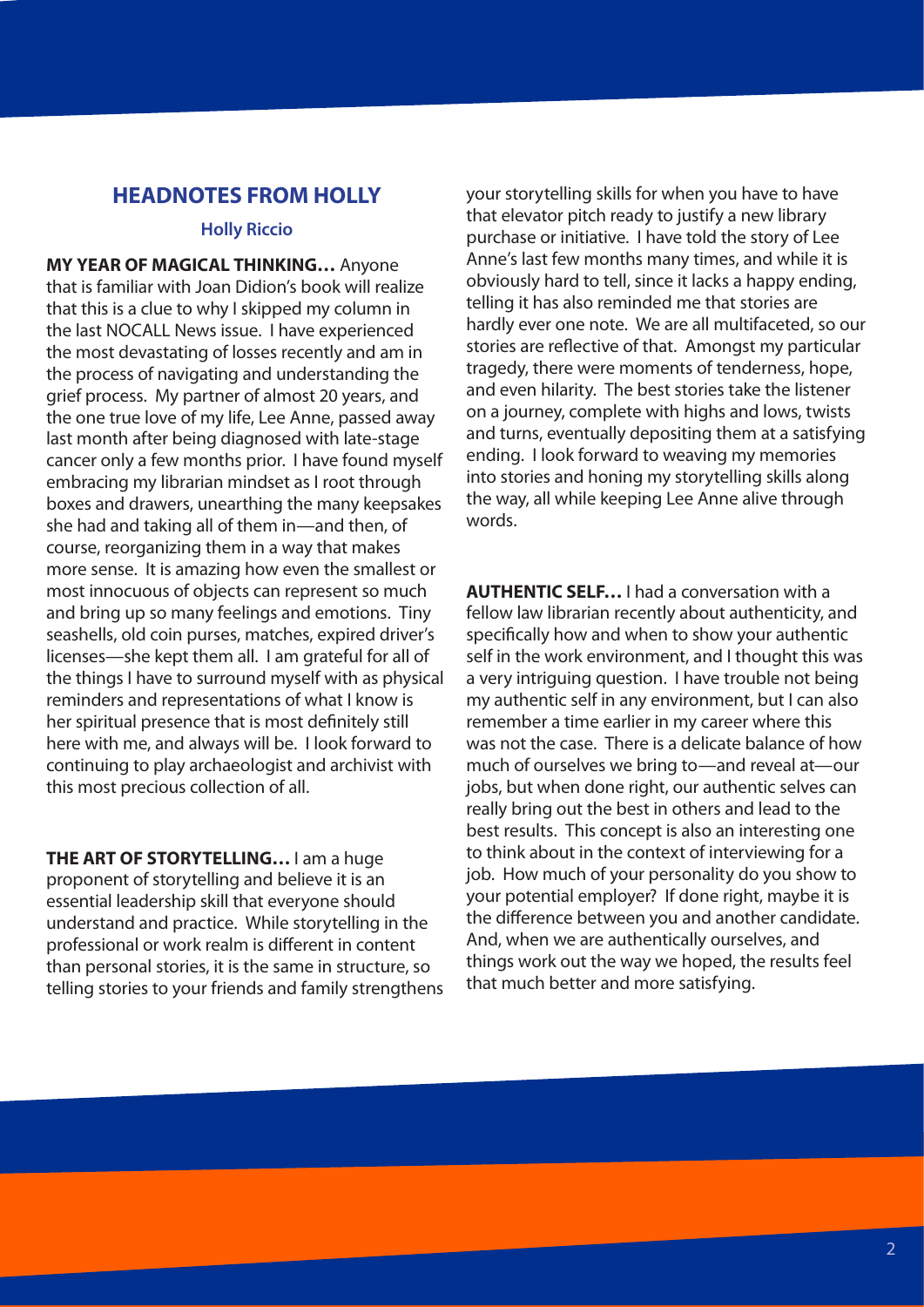## HEADNOTES FROM HOLLY

**Holly Riccio**

**MY YEAR OF MAGICAL THINKING…** Anyone that is familiar with Joan Didion's book will realize that this is a clue to why I skipped my column in the last NOCALL News issue. I have experienced the most devastating of losses recently and am in the process of navigating and understanding the grief process. My partner of almost 20 years, and the one true love of my life, Lee Anne, passed away last month after being diagnosed with late-stage cancer only a few months prior. I have found myself embracing my librarian mindset as I root through boxes and drawers, unearthing the many keepsakes she had and taking all of them in—and then, of course, reorganizing them in a way that makes more sense. It is amazing how even the smallest or most innocuous of objects can represent so much and bring up so many feelings and emotions. Tiny seashells, old coin purses, matches, expired driver's licenses—she kept them all. I am grateful for all of the things I have to surround myself with as physical reminders and representations of what I know is her spiritual presence that is most definitely still here with me, and always will be. I look forward to continuing to play archaeologist and archivist with this most precious collection of all.

**THE ART OF STORYTELLING…** I am a huge proponent of storytelling and believe it is an essential leadership skill that everyone should understand and practice. While storytelling in the professional or work realm is different in content than personal stories, it is the same in structure, so telling stories to your friends and family strengthens your storytelling skills for when you have to have that elevator pitch ready to justify a new library purchase or initiative. I have told the story of Lee Anne's last few months many times, and while it is obviously hard to tell, since it lacks a happy ending, telling it has also reminded me that stories are hardly ever one note. We are all multifaceted, so our stories are reflective of that. Amongst my particular tragedy, there were moments of tenderness, hope, and even hilarity. The best stories take the listener on a journey, complete with highs and lows, twists and turns, eventually depositing them at a satisfying ending. I look forward to weaving my memories into stories and honing my storytelling skills along the way, all while keeping Lee Anne alive through words.

**AUTHENTIC SELF…** I had a conversation with a fellow law librarian recently about authenticity, and specifically how and when to show your authentic self in the work environment, and I thought this was a very intriguing question. I have trouble not being my authentic self in any environment, but I can also remember a time earlier in my career where this was not the case. There is a delicate balance of how much of ourselves we bring to—and reveal at—our jobs, but when done right, our authentic selves can really bring out the best in others and lead to the best results. This concept is also an interesting one to think about in the context of interviewing for a job. How much of your personality do you show to your potential employer? If done right, maybe it is the difference between you and another candidate. And, when we are authentically ourselves, and things work out the way we hoped, the results feel that much better and more satisfying.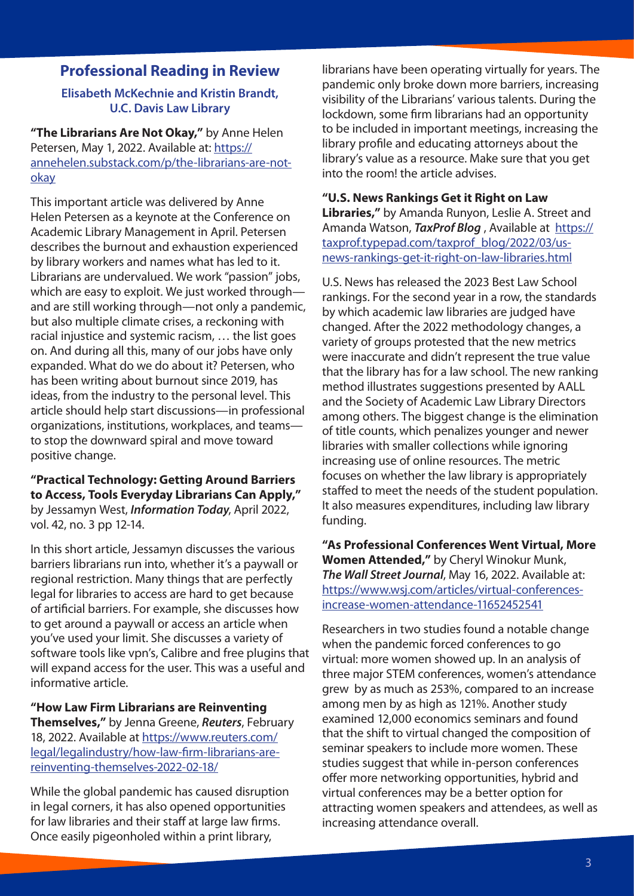## Professional Reading in Review

**Elisabeth McKechnie and Kristin Brandt, U.C. Davis Law Library**

**"The Librarians Are Not Okay,"** by Anne Helen Petersen, May 1, 2022. Available at: https://annehelen.substack.com/p/the-librarians-are-not-okay

This important article was delivered by Anne Helen Petersen as a keynote at the Conference on Academic Library Management in April. Petersen describes the burnout and exhaustion experienced by library workers and names what has led to it. Librarians are undervalued. We work "passion" jobs, which are easy to exploit. We just worked through—and are still working through—not only a pandemic, but also multiple climate crises, a reckoning with racial injustice and systemic racism, … the list goes on. And during all this, many of our jobs have only expanded. What do we do about it? Petersen, who has been writing about burnout since 2019, has ideas, from the industry to the personal level. This article should help start discussions—in professional organizations, institutions, workplaces, and teams—to stop the downward spiral and move toward positive change.

**"Practical Technology: Getting Around Barriers to Access, Tools Everyday Librarians Can Apply,"** by Jessamyn West, ***Information Today***, April 2022, vol. 42, no. 3 pp 12-14.

In this short article, Jessamyn discusses the various barriers librarians run into, whether it's a paywall or regional restriction. Many things that are perfectly legal for libraries to access are hard to get because of artificial barriers. For example, she discusses how to get around a paywall or access an article when you've used your limit. She discusses a variety of software tools like vpn's, Calibre and free plugins that will expand access for the user. This was a useful and informative article.

**"How Law Firm Librarians are Reinventing Themselves,"** by Jenna Greene, ***Reuters***, February 18, 2022. Available at https://www.reuters.com/legal/legalindustry/how-law-firm-librarians-are-reinventing-themselves-2022-02-18/

While the global pandemic has caused disruption in legal corners, it has also opened opportunities for law libraries and their staff at large law firms. Once easily pigeonholed within a print library, librarians have been operating virtually for years. The pandemic only broke down more barriers, increasing visibility of the Librarians' various talents. During the lockdown, some firm librarians had an opportunity to be included in important meetings, increasing the library profile and educating attorneys about the library's value as a resource. Make sure that you get into the room! the article advises.

**"U.S. News Rankings Get it Right on Law Libraries,"** by Amanda Runyon, Leslie A. Street and Amanda Watson, ***TaxProf Blog*** , Available at https://taxprof.typepad.com/taxprof_blog/2022/03/us-news-rankings-get-it-right-on-law-libraries.html

U.S. News has released the 2023 Best Law School rankings. For the second year in a row, the standards by which academic law libraries are judged have changed. After the 2022 methodology changes, a variety of groups protested that the new metrics were inaccurate and didn't represent the true value that the library has for a law school. The new ranking method illustrates suggestions presented by AALL and the Society of Academic Law Library Directors among others. The biggest change is the elimination of title counts, which penalizes younger and newer libraries with smaller collections while ignoring increasing use of online resources. The metric focuses on whether the law library is appropriately staffed to meet the needs of the student population. It also measures expenditures, including law library funding.

**"As Professional Conferences Went Virtual, More Women Attended,"** by Cheryl Winokur Munk, ***The Wall Street Journal***, May 16, 2022. Available at: https://www.wsj.com/articles/virtual-conferences-increase-women-attendance-11652452541

Researchers in two studies found a notable change when the pandemic forced conferences to go virtual: more women showed up. In an analysis of three major STEM conferences, women's attendance grew by as much as 253%, compared to an increase among men by as high as 121%. Another study examined 12,000 economics seminars and found that the shift to virtual changed the composition of seminar speakers to include more women. These studies suggest that while in-person conferences offer more networking opportunities, hybrid and virtual conferences may be a better option for attracting women speakers and attendees, as well as increasing attendance overall.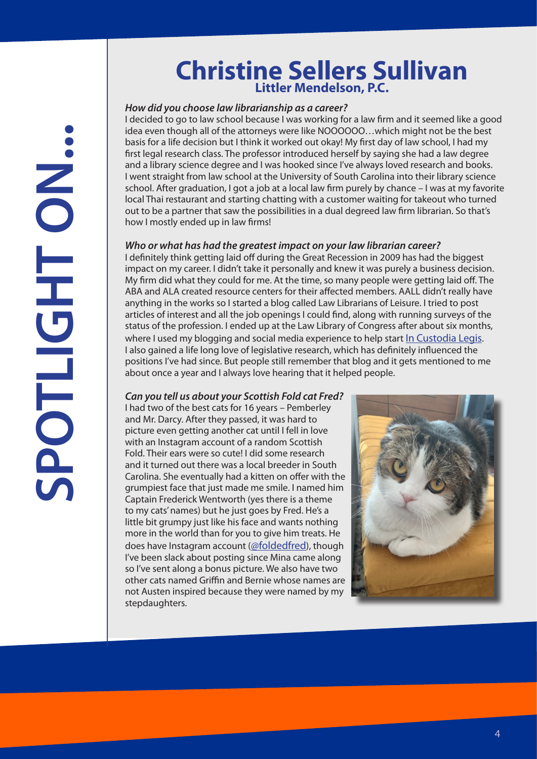SPOTLIGHT ON...

# Christine Sellers Sullivan

## Littler Mendelson, P.C.

***How did you choose law librarianship as a career?***

I decided to go to law school because I was working for a law firm and it seemed like a good idea even though all of the attorneys were like NOOOOOO…which might not be the best basis for a life decision but I think it worked out okay! My first day of law school, I had my first legal research class. The professor introduced herself by saying she had a law degree and a library science degree and I was hooked since I've always loved research and books. I went straight from law school at the University of South Carolina into their library science school. After graduation, I got a job at a local law firm purely by chance – I was at my favorite local Thai restaurant and starting chatting with a customer waiting for takeout who turned out to be a partner that saw the possibilities in a dual degreed law firm librarian. So that's how I mostly ended up in law firms!

***Who or what has had the greatest impact on your law librarian career?***

I definitely think getting laid off during the Great Recession in 2009 has had the biggest impact on my career. I didn't take it personally and knew it was purely a business decision. My firm did what they could for me. At the time, so many people were getting laid off. The ABA and ALA created resource centers for their affected members. AALL didn't really have anything in the works so I started a blog called Law Librarians of Leisure. I tried to post articles of interest and all the job openings I could find, along with running surveys of the status of the profession. I ended up at the Law Library of Congress after about six months, where I used my blogging and social media experience to help start In Custodia Legis. I also gained a life long love of legislative research, which has definitely influenced the positions I've had since. But people still remember that blog and it gets mentioned to me about once a year and I always love hearing that it helped people.

***Can you tell us about your Scottish Fold cat Fred?***

I had two of the best cats for 16 years – Pemberley and Mr. Darcy. After they passed, it was hard to picture even getting another cat until I fell in love with an Instagram account of a random Scottish Fold. Their ears were so cute! I did some research and it turned out there was a local breeder in South Carolina. She eventually had a kitten on offer with the grumpiest face that just made me smile. I named him Captain Frederick Wentworth (yes there is a theme to my cats' names) but he just goes by Fred. He's a little bit grumpy just like his face and wants nothing more in the world than for you to give him treats. He does have Instagram account (@foldedfred), though I've been slack about posting since Mina came along so I've sent along a bonus picture. We also have two other cats named Griffin and Bernie whose names are not Austen inspired because they were named by my stepdaughters.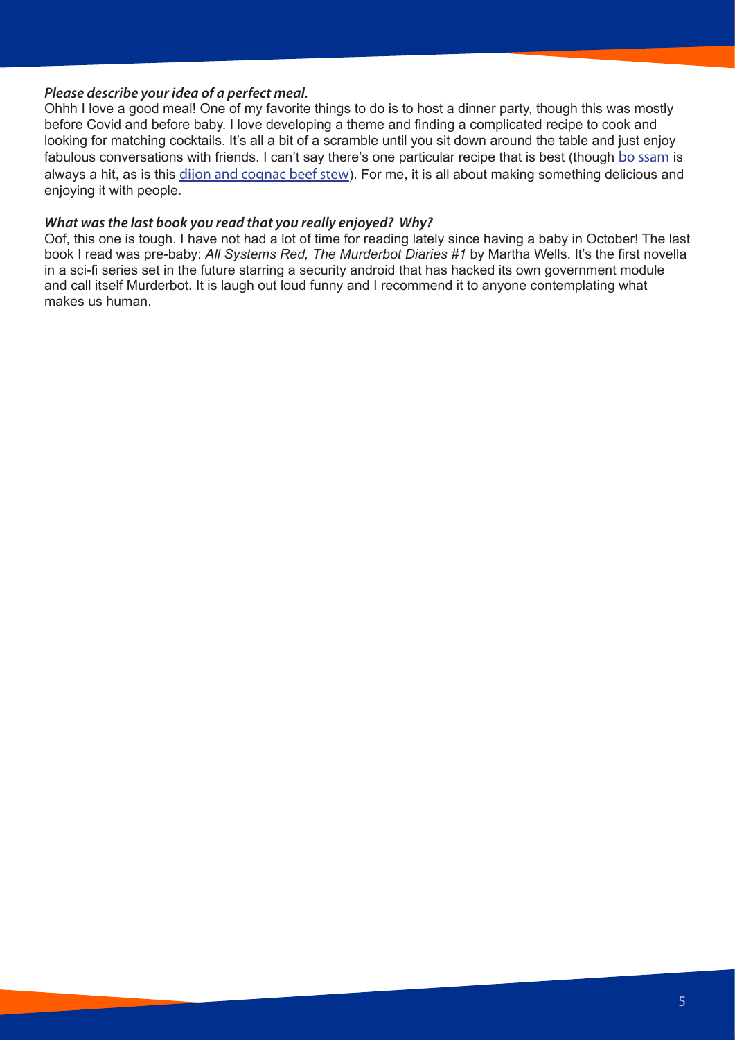***Please describe your idea of a perfect meal.***

Ohhh I love a good meal! One of my favorite things to do is to host a dinner party, though this was mostly before Covid and before baby. I love developing a theme and finding a complicated recipe to cook and looking for matching cocktails. It's all a bit of a scramble until you sit down around the table and just enjoy fabulous conversations with friends. I can't say there's one particular recipe that is best (though bo ssam is always a hit, as is this dijon and cognac beef stew). For me, it is all about making something delicious and enjoying it with people.

***What was the last book you read that you really enjoyed? Why?***

Oof, this one is tough. I have not had a lot of time for reading lately since having a baby in October! The last book I read was pre-baby: *All Systems Red, The Murderbot Diaries #1* by Martha Wells. It's the first novella in a sci-fi series set in the future starring a security android that has hacked its own government module and call itself Murderbot. It is laugh out loud funny and I recommend it to anyone contemplating what makes us human.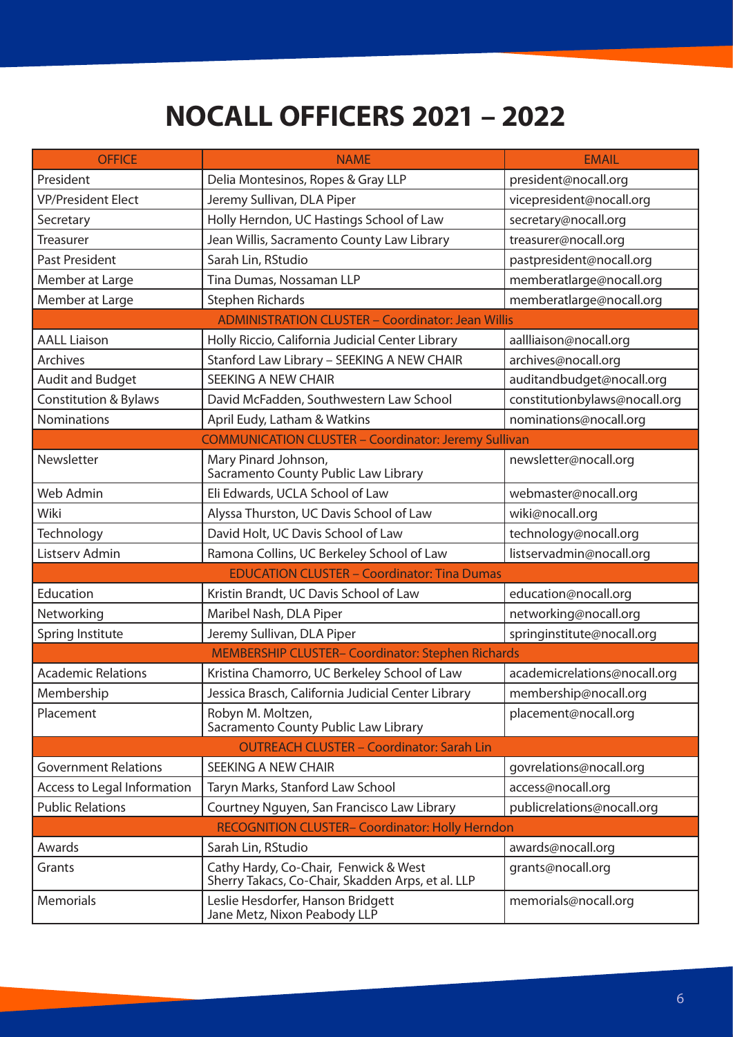# NOCALL OFFICERS 2021 – 2022

| OFFICE | NAME | EMAIL |
|---|---|---|
| President | Delia Montesinos, Ropes & Gray LLP | president@nocall.org |
| VP/President Elect | Jeremy Sullivan, DLA Piper | vicepresident@nocall.org |
| Secretary | Holly Herndon, UC Hastings School of Law | secretary@nocall.org |
| Treasurer | Jean Willis, Sacramento County Law Library | treasurer@nocall.org |
| Past President | Sarah Lin, RStudio | pastpresident@nocall.org |
| Member at Large | Tina Dumas, Nossaman LLP | memberatlarge@nocall.org |
| Member at Large | Stephen Richards | memberatlarge@nocall.org |
| ADMINISTRATION CLUSTER – Coordinator: Jean Willis | | |
| AALL Liaison | Holly Riccio, California Judicial Center Library | aallliaison@nocall.org |
| Archives | Stanford Law Library – SEEKING A NEW CHAIR | archives@nocall.org |
| Audit and Budget | SEEKING A NEW CHAIR | auditandbudget@nocall.org |
| Constitution & Bylaws | David McFadden, Southwestern Law School | constitutionbylaws@nocall.org |
| Nominations | April Eudy, Latham & Watkins | nominations@nocall.org |
| COMMUNICATION CLUSTER – Coordinator: Jeremy Sullivan | | |
| Newsletter | Mary Pinard Johnson, Sacramento County Public Law Library | newsletter@nocall.org |
| Web Admin | Eli Edwards, UCLA School of Law | webmaster@nocall.org |
| Wiki | Alyssa Thurston, UC Davis School of Law | wiki@nocall.org |
| Technology | David Holt, UC Davis School of Law | technology@nocall.org |
| Listserv Admin | Ramona Collins, UC Berkeley School of Law | listservadmin@nocall.org |
| EDUCATION CLUSTER – Coordinator: Tina Dumas | | |
| Education | Kristin Brandt, UC Davis School of Law | education@nocall.org |
| Networking | Maribel Nash, DLA Piper | networking@nocall.org |
| Spring Institute | Jeremy Sullivan, DLA Piper | springinstitute@nocall.org |
| MEMBERSHIP CLUSTER– Coordinator: Stephen Richards | | |
| Academic Relations | Kristina Chamorro, UC Berkeley School of Law | academicrelations@nocall.org |
| Membership | Jessica Brasch, California Judicial Center Library | membership@nocall.org |
| Placement | Robyn M. Moltzen, Sacramento County Public Law Library | placement@nocall.org |
| OUTREACH CLUSTER – Coordinator: Sarah Lin | | |
| Government Relations | SEEKING A NEW CHAIR | govrelations@nocall.org |
| Access to Legal Information | Taryn Marks, Stanford Law School | access@nocall.org |
| Public Relations | Courtney Nguyen, San Francisco Law Library | publicrelations@nocall.org |
| RECOGNITION CLUSTER– Coordinator: Holly Herndon | | |
| Awards | Sarah Lin, RStudio | awards@nocall.org |
| Grants | Cathy Hardy, Co-Chair, Fenwick & West<br>Sherry Takacs, Co-Chair, Skadden Arps, et al. LLP | grants@nocall.org |
| Memorials | Leslie Hesdorfer, Hanson Bridgett<br>Jane Metz, Nixon Peabody LLP | memorials@nocall.org |